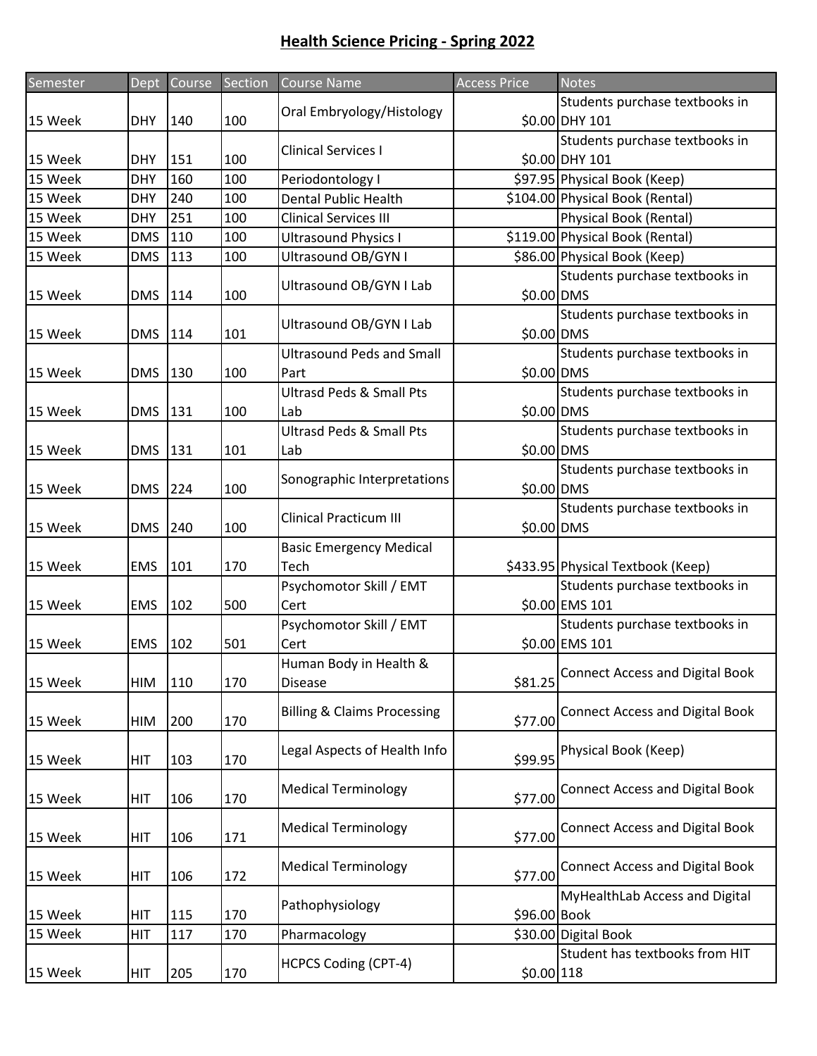# Health Science Pricing - Spring 2022

| Semester | Dept | Course | Section | Course Name | Access Price | Notes |
|---|---|---|---|---|---|---|
| 15 Week | DHY | 140 | 100 | Oral Embryology/Histology | $0.00 | Students purchase textbooks in DHY 101 |
| 15 Week | DHY | 151 | 100 | Clinical Services I | $0.00 | Students purchase textbooks in DHY 101 |
| 15 Week | DHY | 160 | 100 | Periodontology I | $97.95 | Physical Book (Keep) |
| 15 Week | DHY | 240 | 100 | Dental Public Health | $104.00 | Physical Book (Rental) |
| 15 Week | DHY | 251 | 100 | Clinical Services III | | Physical Book (Rental) |
| 15 Week | DMS | 110 | 100 | Ultrasound Physics I | $119.00 | Physical Book (Rental) |
| 15 Week | DMS | 113 | 100 | Ultrasound OB/GYN I | $86.00 | Physical Book (Keep) |
| 15 Week | DMS | 114 | 100 | Ultrasound OB/GYN I Lab | $0.00 | Students purchase textbooks in DMS |
| 15 Week | DMS | 114 | 101 | Ultrasound OB/GYN I Lab | $0.00 | Students purchase textbooks in DMS |
| 15 Week | DMS | 130 | 100 | Ultrasound Peds and Small Part | $0.00 | Students purchase textbooks in DMS |
| 15 Week | DMS | 131 | 100 | Ultrasd Peds & Small Pts Lab | $0.00 | Students purchase textbooks in DMS |
| 15 Week | DMS | 131 | 101 | Ultrasd Peds & Small Pts Lab | $0.00 | Students purchase textbooks in DMS |
| 15 Week | DMS | 224 | 100 | Sonographic Interpretations | $0.00 | Students purchase textbooks in DMS |
| 15 Week | DMS | 240 | 100 | Clinical Practicum III | $0.00 | Students purchase textbooks in DMS |
| 15 Week | EMS | 101 | 170 | Basic Emergency Medical Tech | $433.95 | Physical Textbook (Keep) |
| 15 Week | EMS | 102 | 500 | Psychomotor Skill / EMT Cert | $0.00 | Students purchase textbooks in EMS 101 |
| 15 Week | EMS | 102 | 501 | Psychomotor Skill / EMT Cert | $0.00 | Students purchase textbooks in EMS 101 |
| 15 Week | HIM | 110 | 170 | Human Body in Health & Disease | $81.25 | Connect Access and Digital Book |
| 15 Week | HIM | 200 | 170 | Billing & Claims Processing | $77.00 | Connect Access and Digital Book |
| 15 Week | HIT | 103 | 170 | Legal Aspects of Health Info | $99.95 | Physical Book (Keep) |
| 15 Week | HIT | 106 | 170 | Medical Terminology | $77.00 | Connect Access and Digital Book |
| 15 Week | HIT | 106 | 171 | Medical Terminology | $77.00 | Connect Access and Digital Book |
| 15 Week | HIT | 106 | 172 | Medical Terminology | $77.00 | Connect Access and Digital Book |
| 15 Week | HIT | 115 | 170 | Pathophysiology | $96.00 | MyHealthLab Access and Digital Book |
| 15 Week | HIT | 117 | 170 | Pharmacology | $30.00 | Digital Book |
| 15 Week | HIT | 205 | 170 | HCPCS Coding (CPT-4) | $0.00 | Student has textbooks from HIT 118 |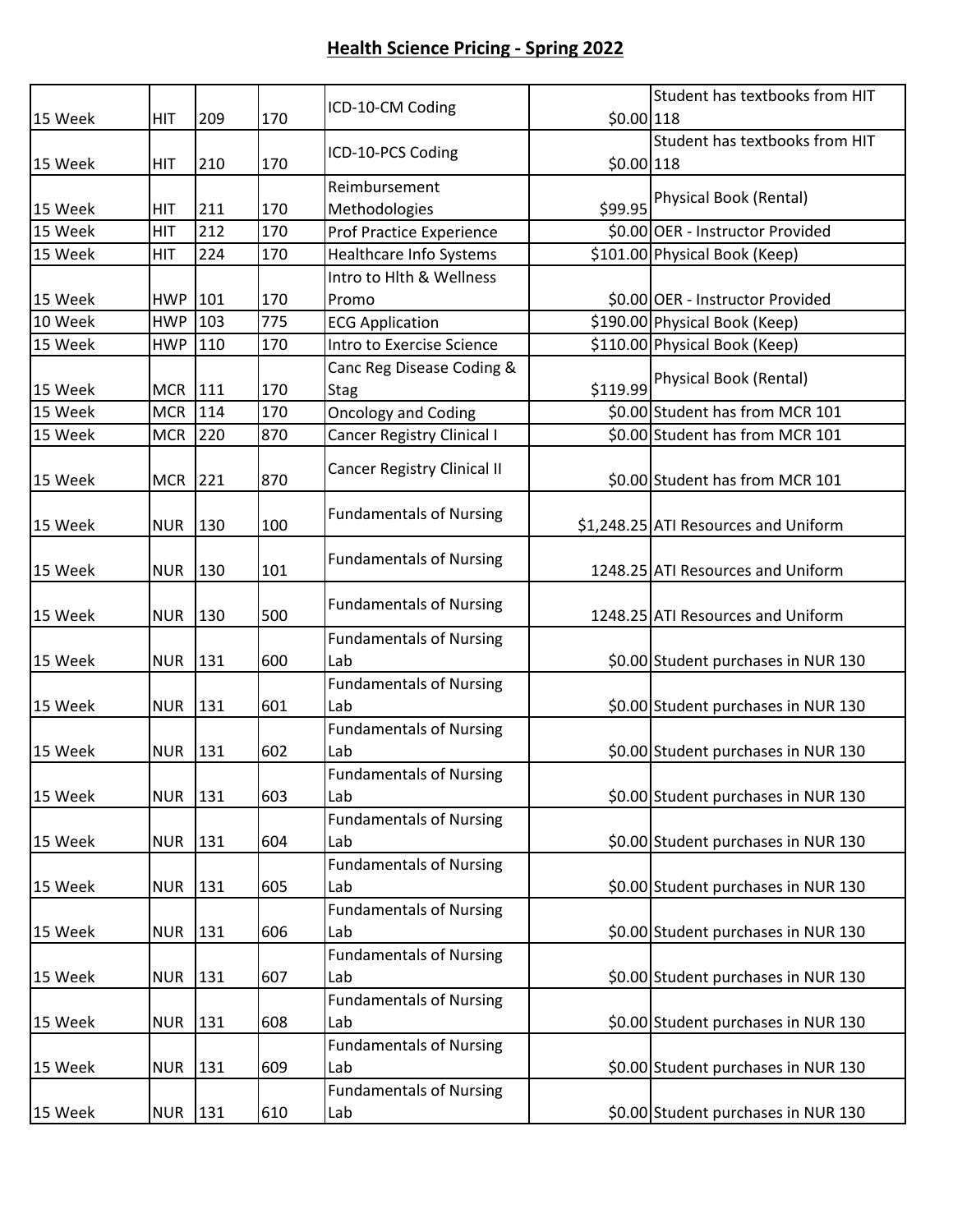## Health Science Pricing - Spring 2022

| | | | | | | |
|---|---|---|---|---|---|---|
| 15 Week | HIT | 209 | 170 | ICD-10-CM Coding | $0.00 | Student has textbooks from HIT 118 |
| 15 Week | HIT | 210 | 170 | ICD-10-PCS Coding | $0.00 | Student has textbooks from HIT 118 |
| 15 Week | HIT | 211 | 170 | Reimbursement Methodologies | $99.95 | Physical Book (Rental) |
| 15 Week | HIT | 212 | 170 | Prof Practice Experience | $0.00 | OER - Instructor Provided |
| 15 Week | HIT | 224 | 170 | Healthcare Info Systems | $101.00 | Physical Book (Keep) |
| 15 Week | HWP | 101 | 170 | Intro to Hlth & Wellness Promo | $0.00 | OER - Instructor Provided |
| 10 Week | HWP | 103 | 775 | ECG Application | $190.00 | Physical Book (Keep) |
| 15 Week | HWP | 110 | 170 | Intro to Exercise Science | $110.00 | Physical Book (Keep) |
| 15 Week | MCR | 111 | 170 | Canc Reg Disease Coding & Stag | $119.99 | Physical Book (Rental) |
| 15 Week | MCR | 114 | 170 | Oncology and Coding | $0.00 | Student has from MCR 101 |
| 15 Week | MCR | 220 | 870 | Cancer Registry Clinical I | $0.00 | Student has from MCR 101 |
| 15 Week | MCR | 221 | 870 | Cancer Registry Clinical II | $0.00 | Student has from MCR 101 |
| 15 Week | NUR | 130 | 100 | Fundamentals of Nursing | $1,248.25 | ATI Resources and Uniform |
| 15 Week | NUR | 130 | 101 | Fundamentals of Nursing | 1248.25 | ATI Resources and Uniform |
| 15 Week | NUR | 130 | 500 | Fundamentals of Nursing | 1248.25 | ATI Resources and Uniform |
| 15 Week | NUR | 131 | 600 | Fundamentals of Nursing Lab | $0.00 | Student purchases in NUR 130 |
| 15 Week | NUR | 131 | 601 | Fundamentals of Nursing Lab | $0.00 | Student purchases in NUR 130 |
| 15 Week | NUR | 131 | 602 | Fundamentals of Nursing Lab | $0.00 | Student purchases in NUR 130 |
| 15 Week | NUR | 131 | 603 | Fundamentals of Nursing Lab | $0.00 | Student purchases in NUR 130 |
| 15 Week | NUR | 131 | 604 | Fundamentals of Nursing Lab | $0.00 | Student purchases in NUR 130 |
| 15 Week | NUR | 131 | 605 | Fundamentals of Nursing Lab | $0.00 | Student purchases in NUR 130 |
| 15 Week | NUR | 131 | 606 | Fundamentals of Nursing Lab | $0.00 | Student purchases in NUR 130 |
| 15 Week | NUR | 131 | 607 | Fundamentals of Nursing Lab | $0.00 | Student purchases in NUR 130 |
| 15 Week | NUR | 131 | 608 | Fundamentals of Nursing Lab | $0.00 | Student purchases in NUR 130 |
| 15 Week | NUR | 131 | 609 | Fundamentals of Nursing Lab | $0.00 | Student purchases in NUR 130 |
| 15 Week | NUR | 131 | 610 | Fundamentals of Nursing Lab | $0.00 | Student purchases in NUR 130 |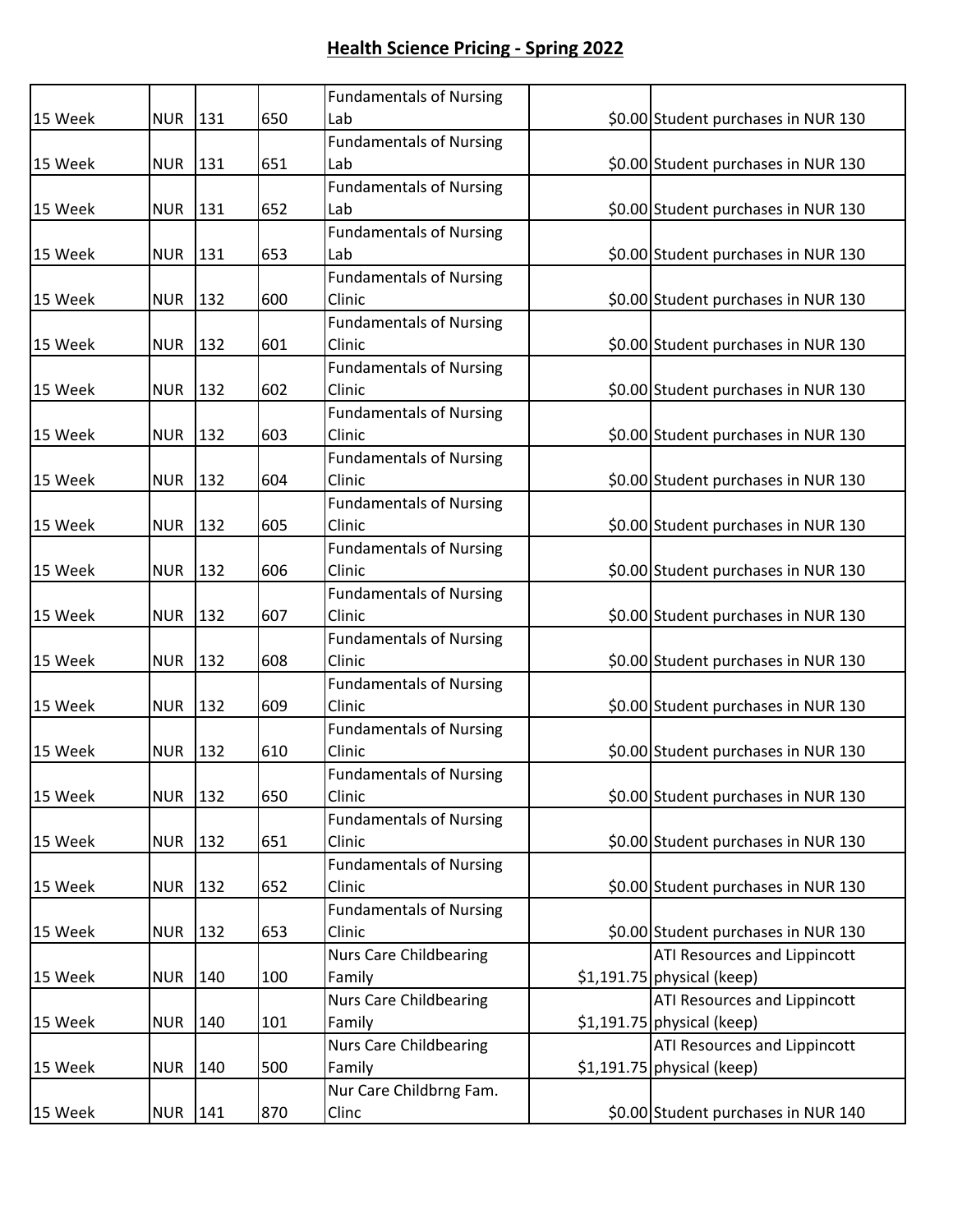# Health Science Pricing - Spring 2022

| | | | | | | |
|---|---|---|---|---|---|---|
| 15 Week | NUR | 131 | 650 | Fundamentals of Nursing Lab | $0.00 | Student purchases in NUR 130 |
| 15 Week | NUR | 131 | 651 | Fundamentals of Nursing Lab | $0.00 | Student purchases in NUR 130 |
| 15 Week | NUR | 131 | 652 | Fundamentals of Nursing Lab | $0.00 | Student purchases in NUR 130 |
| 15 Week | NUR | 131 | 653 | Fundamentals of Nursing Lab | $0.00 | Student purchases in NUR 130 |
| 15 Week | NUR | 132 | 600 | Fundamentals of Nursing Clinic | $0.00 | Student purchases in NUR 130 |
| 15 Week | NUR | 132 | 601 | Fundamentals of Nursing Clinic | $0.00 | Student purchases in NUR 130 |
| 15 Week | NUR | 132 | 602 | Fundamentals of Nursing Clinic | $0.00 | Student purchases in NUR 130 |
| 15 Week | NUR | 132 | 603 | Fundamentals of Nursing Clinic | $0.00 | Student purchases in NUR 130 |
| 15 Week | NUR | 132 | 604 | Fundamentals of Nursing Clinic | $0.00 | Student purchases in NUR 130 |
| 15 Week | NUR | 132 | 605 | Fundamentals of Nursing Clinic | $0.00 | Student purchases in NUR 130 |
| 15 Week | NUR | 132 | 606 | Fundamentals of Nursing Clinic | $0.00 | Student purchases in NUR 130 |
| 15 Week | NUR | 132 | 607 | Fundamentals of Nursing Clinic | $0.00 | Student purchases in NUR 130 |
| 15 Week | NUR | 132 | 608 | Fundamentals of Nursing Clinic | $0.00 | Student purchases in NUR 130 |
| 15 Week | NUR | 132 | 609 | Fundamentals of Nursing Clinic | $0.00 | Student purchases in NUR 130 |
| 15 Week | NUR | 132 | 610 | Fundamentals of Nursing Clinic | $0.00 | Student purchases in NUR 130 |
| 15 Week | NUR | 132 | 650 | Fundamentals of Nursing Clinic | $0.00 | Student purchases in NUR 130 |
| 15 Week | NUR | 132 | 651 | Fundamentals of Nursing Clinic | $0.00 | Student purchases in NUR 130 |
| 15 Week | NUR | 132 | 652 | Fundamentals of Nursing Clinic | $0.00 | Student purchases in NUR 130 |
| 15 Week | NUR | 132 | 653 | Fundamentals of Nursing Clinic | $0.00 | Student purchases in NUR 130 |
| 15 Week | NUR | 140 | 100 | Nurs Care Childbearing Family | $1,191.75 | ATI Resources and Lippincott physical (keep) |
| 15 Week | NUR | 140 | 101 | Nurs Care Childbearing Family | $1,191.75 | ATI Resources and Lippincott physical (keep) |
| 15 Week | NUR | 140 | 500 | Nurs Care Childbearing Family | $1,191.75 | ATI Resources and Lippincott physical (keep) |
| 15 Week | NUR | 141 | 870 | Nur Care Childbrng Fam. Clinc | $0.00 | Student purchases in NUR 140 |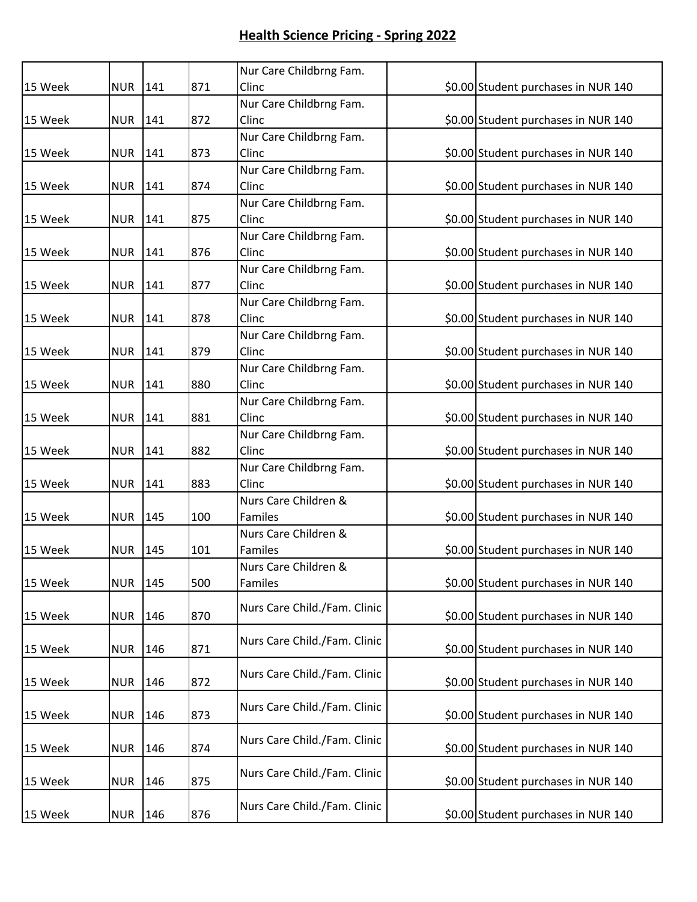## Health Science Pricing - Spring 2022

| | | | | | | |
|---|---|---|---|---|---|---|
| 15 Week | NUR | 141 | 871 | Nur Care Childbrng Fam. Clinc | $0.00 | Student purchases in NUR 140 |
| 15 Week | NUR | 141 | 872 | Nur Care Childbrng Fam. Clinc | $0.00 | Student purchases in NUR 140 |
| 15 Week | NUR | 141 | 873 | Nur Care Childbrng Fam. Clinc | $0.00 | Student purchases in NUR 140 |
| 15 Week | NUR | 141 | 874 | Nur Care Childbrng Fam. Clinc | $0.00 | Student purchases in NUR 140 |
| 15 Week | NUR | 141 | 875 | Nur Care Childbrng Fam. Clinc | $0.00 | Student purchases in NUR 140 |
| 15 Week | NUR | 141 | 876 | Nur Care Childbrng Fam. Clinc | $0.00 | Student purchases in NUR 140 |
| 15 Week | NUR | 141 | 877 | Nur Care Childbrng Fam. Clinc | $0.00 | Student purchases in NUR 140 |
| 15 Week | NUR | 141 | 878 | Nur Care Childbrng Fam. Clinc | $0.00 | Student purchases in NUR 140 |
| 15 Week | NUR | 141 | 879 | Nur Care Childbrng Fam. Clinc | $0.00 | Student purchases in NUR 140 |
| 15 Week | NUR | 141 | 880 | Nur Care Childbrng Fam. Clinc | $0.00 | Student purchases in NUR 140 |
| 15 Week | NUR | 141 | 881 | Nur Care Childbrng Fam. Clinc | $0.00 | Student purchases in NUR 140 |
| 15 Week | NUR | 141 | 882 | Nur Care Childbrng Fam. Clinc | $0.00 | Student purchases in NUR 140 |
| 15 Week | NUR | 141 | 883 | Nur Care Childbrng Fam. Clinc | $0.00 | Student purchases in NUR 140 |
| 15 Week | NUR | 145 | 100 | Nurs Care Children & Familes | $0.00 | Student purchases in NUR 140 |
| 15 Week | NUR | 145 | 101 | Nurs Care Children & Familes | $0.00 | Student purchases in NUR 140 |
| 15 Week | NUR | 145 | 500 | Nurs Care Children & Familes | $0.00 | Student purchases in NUR 140 |
| 15 Week | NUR | 146 | 870 | Nurs Care Child./Fam. Clinic | $0.00 | Student purchases in NUR 140 |
| 15 Week | NUR | 146 | 871 | Nurs Care Child./Fam. Clinic | $0.00 | Student purchases in NUR 140 |
| 15 Week | NUR | 146 | 872 | Nurs Care Child./Fam. Clinic | $0.00 | Student purchases in NUR 140 |
| 15 Week | NUR | 146 | 873 | Nurs Care Child./Fam. Clinic | $0.00 | Student purchases in NUR 140 |
| 15 Week | NUR | 146 | 874 | Nurs Care Child./Fam. Clinic | $0.00 | Student purchases in NUR 140 |
| 15 Week | NUR | 146 | 875 | Nurs Care Child./Fam. Clinic | $0.00 | Student purchases in NUR 140 |
| 15 Week | NUR | 146 | 876 | Nurs Care Child./Fam. Clinic | $0.00 | Student purchases in NUR 140 |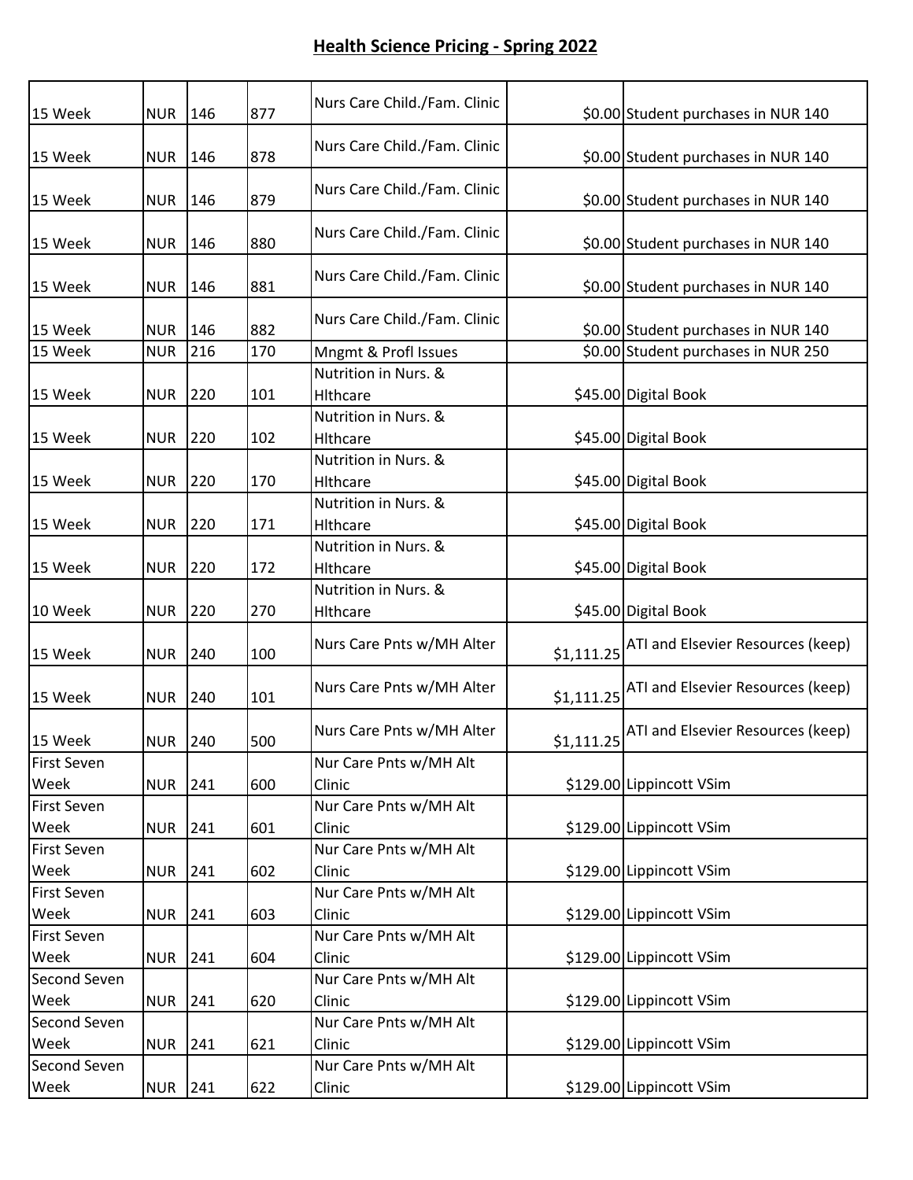## Health Science Pricing - Spring 2022

| | | | | | | |
|---|---|---|---|---|---|---|
| 15 Week | NUR | 146 | 877 | Nurs Care Child./Fam. Clinic | $0.00 | Student purchases in NUR 140 |
| 15 Week | NUR | 146 | 878 | Nurs Care Child./Fam. Clinic | $0.00 | Student purchases in NUR 140 |
| 15 Week | NUR | 146 | 879 | Nurs Care Child./Fam. Clinic | $0.00 | Student purchases in NUR 140 |
| 15 Week | NUR | 146 | 880 | Nurs Care Child./Fam. Clinic | $0.00 | Student purchases in NUR 140 |
| 15 Week | NUR | 146 | 881 | Nurs Care Child./Fam. Clinic | $0.00 | Student purchases in NUR 140 |
| 15 Week | NUR | 146 | 882 | Nurs Care Child./Fam. Clinic | $0.00 | Student purchases in NUR 140 |
| 15 Week | NUR | 216 | 170 | Mngmt & Profl Issues | $0.00 | Student purchases in NUR 250 |
| 15 Week | NUR | 220 | 101 | Nutrition in Nurs. & Hlthcare | $45.00 | Digital Book |
| 15 Week | NUR | 220 | 102 | Nutrition in Nurs. & Hlthcare | $45.00 | Digital Book |
| 15 Week | NUR | 220 | 170 | Nutrition in Nurs. & Hlthcare | $45.00 | Digital Book |
| 15 Week | NUR | 220 | 171 | Nutrition in Nurs. & Hlthcare | $45.00 | Digital Book |
| 15 Week | NUR | 220 | 172 | Nutrition in Nurs. & Hlthcare | $45.00 | Digital Book |
| 10 Week | NUR | 220 | 270 | Nutrition in Nurs. & Hlthcare | $45.00 | Digital Book |
| 15 Week | NUR | 240 | 100 | Nurs Care Pnts w/MH Alter | $1,111.25 | ATI and Elsevier Resources (keep) |
| 15 Week | NUR | 240 | 101 | Nurs Care Pnts w/MH Alter | $1,111.25 | ATI and Elsevier Resources (keep) |
| 15 Week | NUR | 240 | 500 | Nurs Care Pnts w/MH Alter | $1,111.25 | ATI and Elsevier Resources (keep) |
| First Seven Week | NUR | 241 | 600 | Nur Care Pnts w/MH Alt Clinic | $129.00 | Lippincott VSim |
| First Seven Week | NUR | 241 | 601 | Nur Care Pnts w/MH Alt Clinic | $129.00 | Lippincott VSim |
| First Seven Week | NUR | 241 | 602 | Nur Care Pnts w/MH Alt Clinic | $129.00 | Lippincott VSim |
| First Seven Week | NUR | 241 | 603 | Nur Care Pnts w/MH Alt Clinic | $129.00 | Lippincott VSim |
| First Seven Week | NUR | 241 | 604 | Nur Care Pnts w/MH Alt Clinic | $129.00 | Lippincott VSim |
| Second Seven Week | NUR | 241 | 620 | Nur Care Pnts w/MH Alt Clinic | $129.00 | Lippincott VSim |
| Second Seven Week | NUR | 241 | 621 | Nur Care Pnts w/MH Alt Clinic | $129.00 | Lippincott VSim |
| Second Seven Week | NUR | 241 | 622 | Nur Care Pnts w/MH Alt Clinic | $129.00 | Lippincott VSim |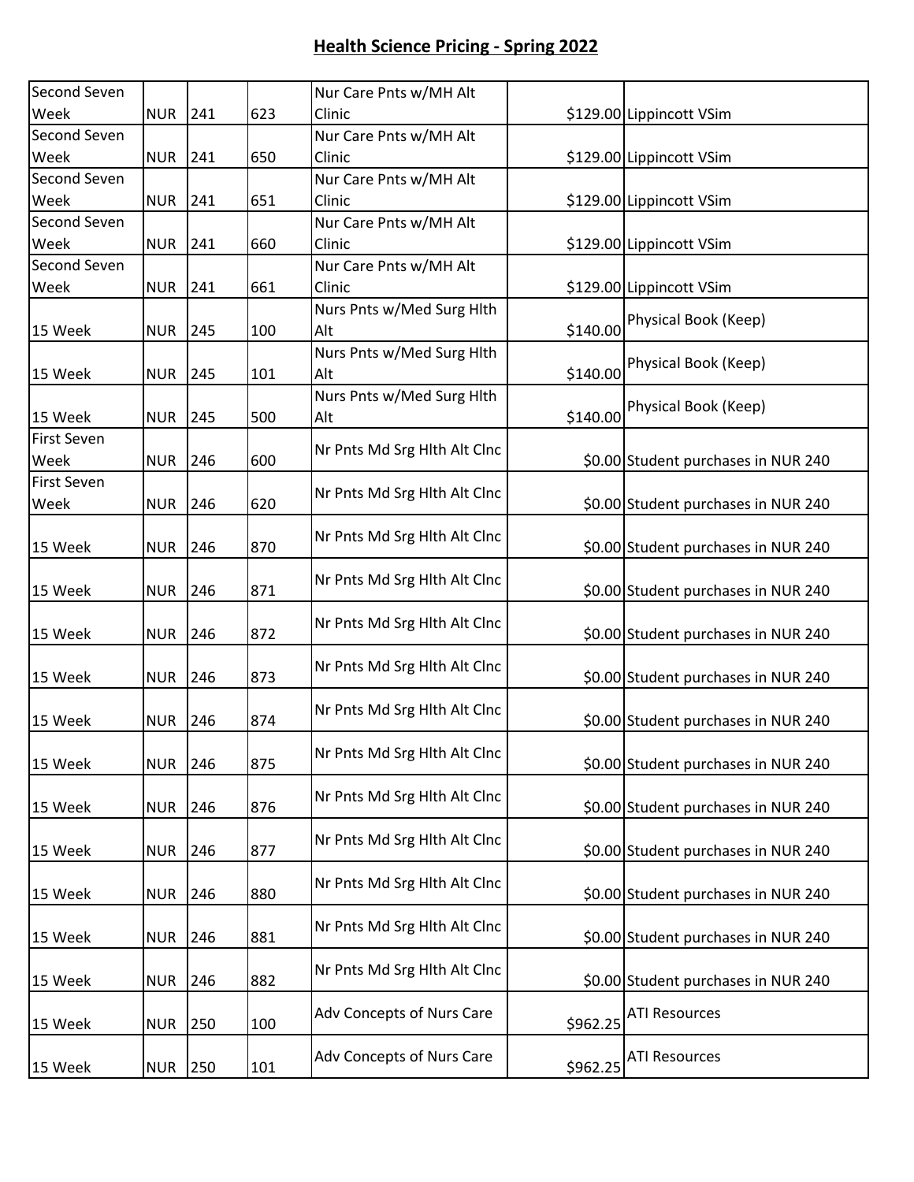## Health Science Pricing - Spring 2022

| | | | | | | |
|---|---|---|---|---|---|---|
| Second Seven Week | NUR | 241 | 623 | Nur Care Pnts w/MH Alt Clinic | $129.00 | Lippincott VSim |
| Second Seven Week | NUR | 241 | 650 | Nur Care Pnts w/MH Alt Clinic | $129.00 | Lippincott VSim |
| Second Seven Week | NUR | 241 | 651 | Nur Care Pnts w/MH Alt Clinic | $129.00 | Lippincott VSim |
| Second Seven Week | NUR | 241 | 660 | Nur Care Pnts w/MH Alt Clinic | $129.00 | Lippincott VSim |
| Second Seven Week | NUR | 241 | 661 | Nur Care Pnts w/MH Alt Clinic | $129.00 | Lippincott VSim |
| 15 Week | NUR | 245 | 100 | Nurs Pnts w/Med Surg Hlth Alt | $140.00 | Physical Book (Keep) |
| 15 Week | NUR | 245 | 101 | Nurs Pnts w/Med Surg Hlth Alt | $140.00 | Physical Book (Keep) |
| 15 Week | NUR | 245 | 500 | Nurs Pnts w/Med Surg Hlth Alt | $140.00 | Physical Book (Keep) |
| First Seven Week | NUR | 246 | 600 | Nr Pnts Md Srg Hlth Alt Clnc | $0.00 | Student purchases in NUR 240 |
| First Seven Week | NUR | 246 | 620 | Nr Pnts Md Srg Hlth Alt Clnc | $0.00 | Student purchases in NUR 240 |
| 15 Week | NUR | 246 | 870 | Nr Pnts Md Srg Hlth Alt Clnc | $0.00 | Student purchases in NUR 240 |
| 15 Week | NUR | 246 | 871 | Nr Pnts Md Srg Hlth Alt Clnc | $0.00 | Student purchases in NUR 240 |
| 15 Week | NUR | 246 | 872 | Nr Pnts Md Srg Hlth Alt Clnc | $0.00 | Student purchases in NUR 240 |
| 15 Week | NUR | 246 | 873 | Nr Pnts Md Srg Hlth Alt Clnc | $0.00 | Student purchases in NUR 240 |
| 15 Week | NUR | 246 | 874 | Nr Pnts Md Srg Hlth Alt Clnc | $0.00 | Student purchases in NUR 240 |
| 15 Week | NUR | 246 | 875 | Nr Pnts Md Srg Hlth Alt Clnc | $0.00 | Student purchases in NUR 240 |
| 15 Week | NUR | 246 | 876 | Nr Pnts Md Srg Hlth Alt Clnc | $0.00 | Student purchases in NUR 240 |
| 15 Week | NUR | 246 | 877 | Nr Pnts Md Srg Hlth Alt Clnc | $0.00 | Student purchases in NUR 240 |
| 15 Week | NUR | 246 | 880 | Nr Pnts Md Srg Hlth Alt Clnc | $0.00 | Student purchases in NUR 240 |
| 15 Week | NUR | 246 | 881 | Nr Pnts Md Srg Hlth Alt Clnc | $0.00 | Student purchases in NUR 240 |
| 15 Week | NUR | 246 | 882 | Nr Pnts Md Srg Hlth Alt Clnc | $0.00 | Student purchases in NUR 240 |
| 15 Week | NUR | 250 | 100 | Adv Concepts of Nurs Care | $962.25 | ATI Resources |
| 15 Week | NUR | 250 | 101 | Adv Concepts of Nurs Care | $962.25 | ATI Resources |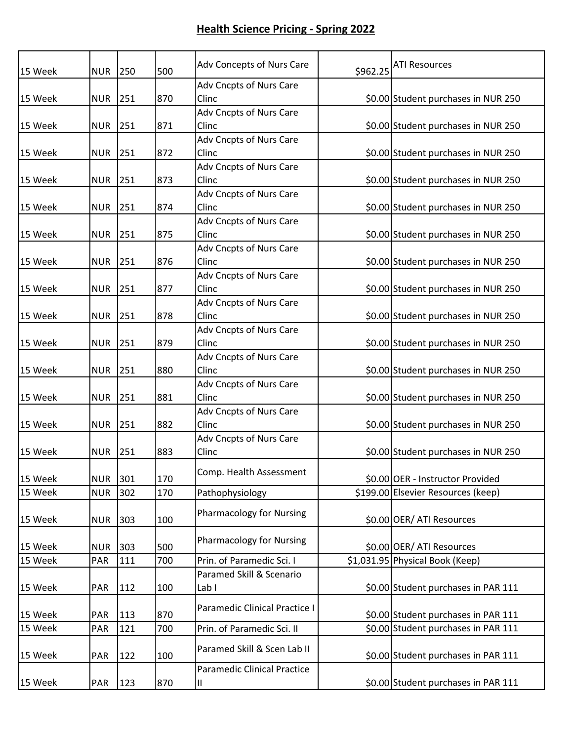## Health Science Pricing - Spring 2022

| | | | | | | |
|---|---|---|---|---|---|---|
| 15 Week | NUR | 250 | 500 | Adv Concepts of Nurs Care | $962.25 | ATI Resources |
| 15 Week | NUR | 251 | 870 | Adv Cncpts of Nurs Care Clinc | $0.00 | Student purchases in NUR 250 |
| 15 Week | NUR | 251 | 871 | Adv Cncpts of Nurs Care Clinc | $0.00 | Student purchases in NUR 250 |
| 15 Week | NUR | 251 | 872 | Adv Cncpts of Nurs Care Clinc | $0.00 | Student purchases in NUR 250 |
| 15 Week | NUR | 251 | 873 | Adv Cncpts of Nurs Care Clinc | $0.00 | Student purchases in NUR 250 |
| 15 Week | NUR | 251 | 874 | Adv Cncpts of Nurs Care Clinc | $0.00 | Student purchases in NUR 250 |
| 15 Week | NUR | 251 | 875 | Adv Cncpts of Nurs Care Clinc | $0.00 | Student purchases in NUR 250 |
| 15 Week | NUR | 251 | 876 | Adv Cncpts of Nurs Care Clinc | $0.00 | Student purchases in NUR 250 |
| 15 Week | NUR | 251 | 877 | Adv Cncpts of Nurs Care Clinc | $0.00 | Student purchases in NUR 250 |
| 15 Week | NUR | 251 | 878 | Adv Cncpts of Nurs Care Clinc | $0.00 | Student purchases in NUR 250 |
| 15 Week | NUR | 251 | 879 | Adv Cncpts of Nurs Care Clinc | $0.00 | Student purchases in NUR 250 |
| 15 Week | NUR | 251 | 880 | Adv Cncpts of Nurs Care Clinc | $0.00 | Student purchases in NUR 250 |
| 15 Week | NUR | 251 | 881 | Adv Cncpts of Nurs Care Clinc | $0.00 | Student purchases in NUR 250 |
| 15 Week | NUR | 251 | 882 | Adv Cncpts of Nurs Care Clinc | $0.00 | Student purchases in NUR 250 |
| 15 Week | NUR | 251 | 883 | Adv Cncpts of Nurs Care Clinc | $0.00 | Student purchases in NUR 250 |
| 15 Week | NUR | 301 | 170 | Comp. Health Assessment | $0.00 | OER - Instructor Provided |
| 15 Week | NUR | 302 | 170 | Pathophysiology | $199.00 | Elsevier Resources (keep) |
| 15 Week | NUR | 303 | 100 | Pharmacology for Nursing | $0.00 | OER/ ATI Resources |
| 15 Week | NUR | 303 | 500 | Pharmacology for Nursing | $0.00 | OER/ ATI Resources |
| 15 Week | PAR | 111 | 700 | Prin. of Paramedic Sci. I | $1,031.95 | Physical Book (Keep) |
| 15 Week | PAR | 112 | 100 | Paramed Skill & Scenario Lab I | $0.00 | Student purchases in PAR 111 |
| 15 Week | PAR | 113 | 870 | Paramedic Clinical Practice I | $0.00 | Student purchases in PAR 111 |
| 15 Week | PAR | 121 | 700 | Prin. of Paramedic Sci. II | $0.00 | Student purchases in PAR 111 |
| 15 Week | PAR | 122 | 100 | Paramed Skill & Scen Lab II | $0.00 | Student purchases in PAR 111 |
| 15 Week | PAR | 123 | 870 | Paramedic Clinical Practice II | $0.00 | Student purchases in PAR 111 |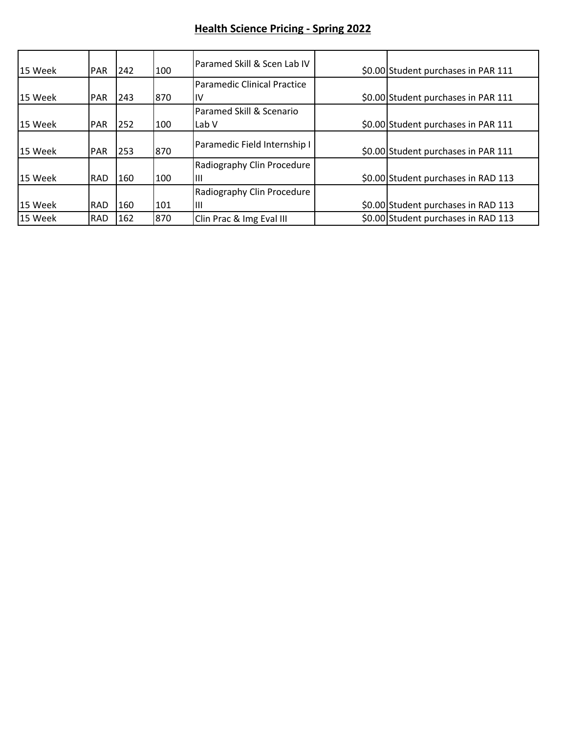# Health Science Pricing - Spring 2022

| | | | | | | |
|---|---|---|---|---|---|---|
| 15 Week | PAR | 242 | 100 | Paramed Skill & Scen Lab IV | $0.00 | Student purchases in PAR 111 |
| 15 Week | PAR | 243 | 870 | Paramedic Clinical Practice IV | $0.00 | Student purchases in PAR 111 |
| 15 Week | PAR | 252 | 100 | Paramed Skill & Scenario Lab V | $0.00 | Student purchases in PAR 111 |
| 15 Week | PAR | 253 | 870 | Paramedic Field Internship I | $0.00 | Student purchases in PAR 111 |
| 15 Week | RAD | 160 | 100 | Radiography Clin Procedure III | $0.00 | Student purchases in RAD 113 |
| 15 Week | RAD | 160 | 101 | Radiography Clin Procedure III | $0.00 | Student purchases in RAD 113 |
| 15 Week | RAD | 162 | 870 | Clin Prac & Img Eval III | $0.00 | Student purchases in RAD 113 |